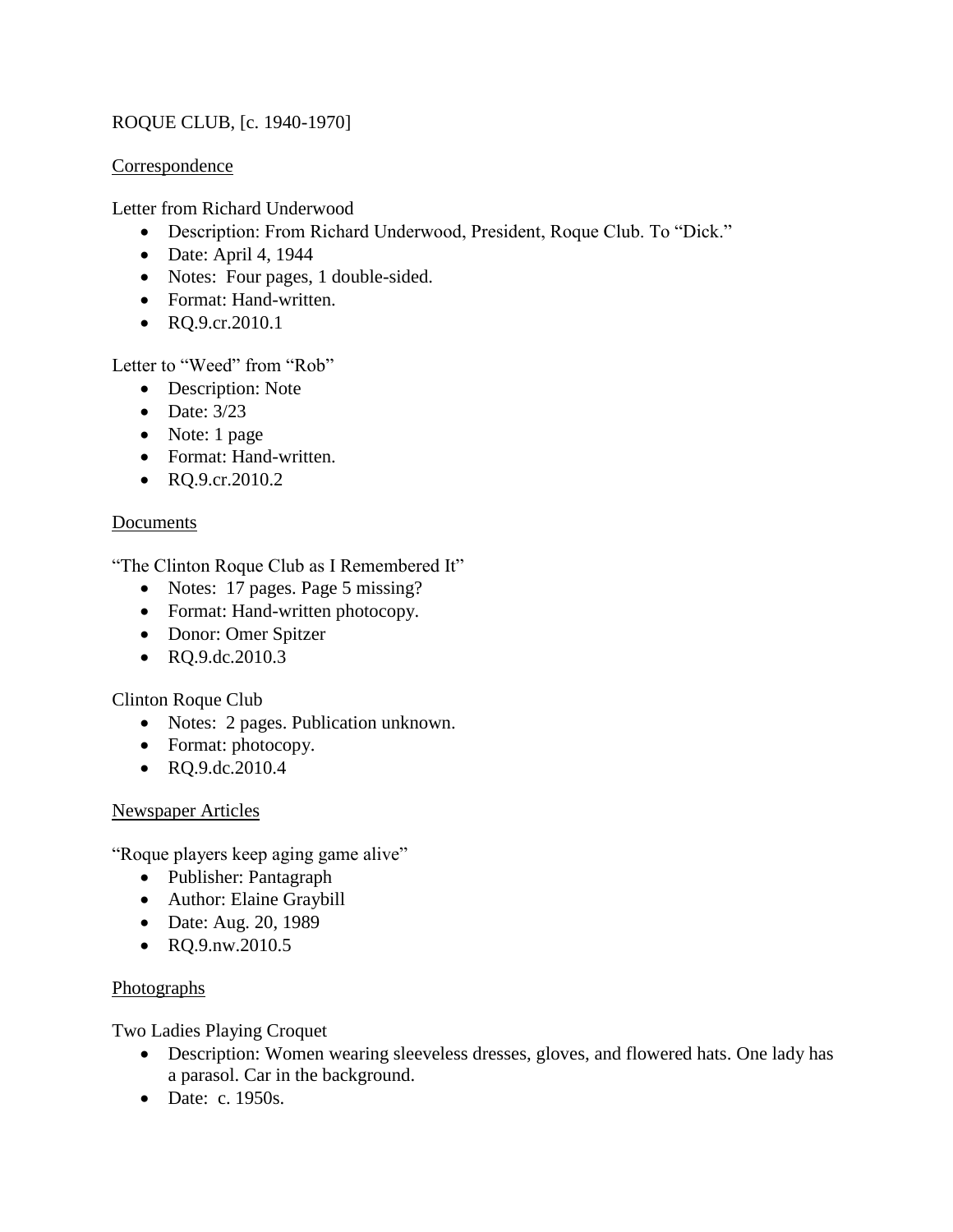# ROQUE CLUB, [c. 1940-1970]

## Correspondence

Letter from Richard Underwood

- Description: From Richard Underwood, President, Roque Club. To "Dick."
- Date: April 4, 1944
- Notes: Four pages, 1 double-sided.
- Format: Hand-written.
- RQ.9.cr.2010.1

Letter to "Weed" from "Rob"

- Description: Note
- Date: 3/23
- Note: 1 page
- Format: Hand-written.
- RQ.9.cr.2010.2

## Documents

"The Clinton Roque Club as I Remembered It"

- Notes: 17 pages. Page 5 missing?
- Format: Hand-written photocopy.
- Donor: Omer Spitzer
- RQ.9.dc.2010.3

Clinton Roque Club

- Notes: 2 pages. Publication unknown.
- Format: photocopy.
- RQ.9.dc.2010.4

## Newspaper Articles

"Roque players keep aging game alive"

- Publisher: Pantagraph
- Author: Elaine Graybill
- Date: Aug. 20, 1989
- RQ.9.nw.2010.5

## Photographs

Two Ladies Playing Croquet

- Description: Women wearing sleeveless dresses, gloves, and flowered hats. One lady has a parasol. Car in the background.
- Date: c. 1950s.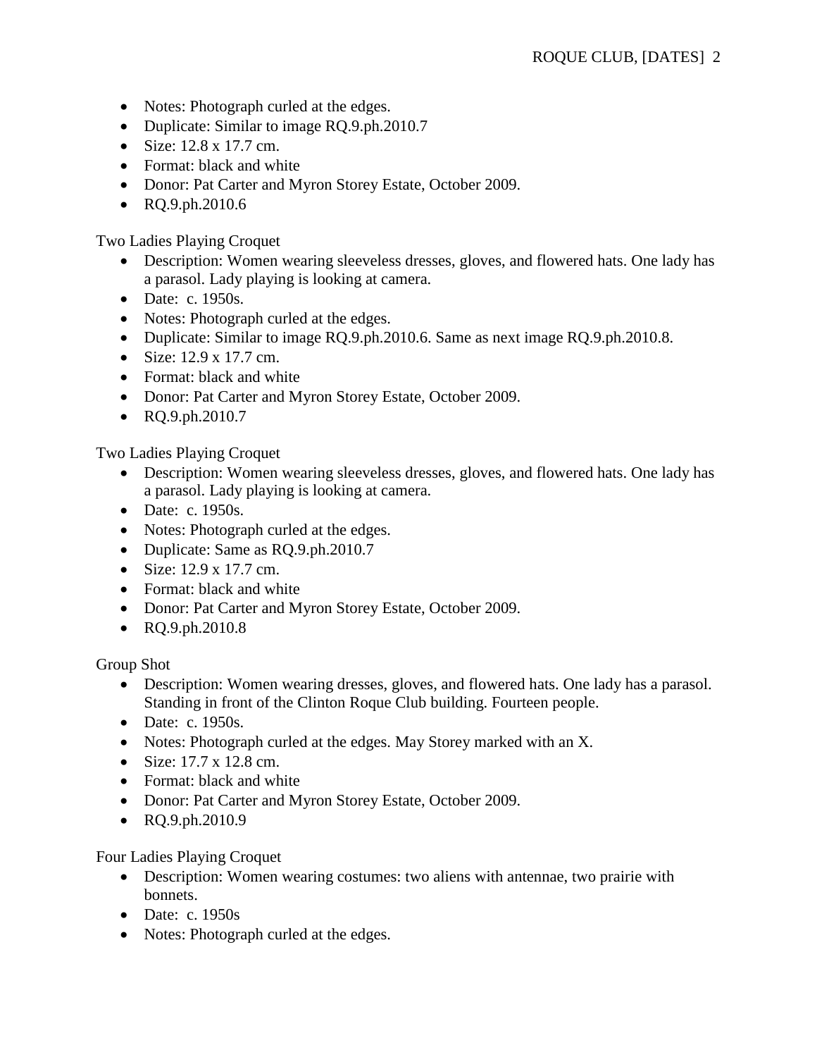- Notes: Photograph curled at the edges.
- Duplicate: Similar to image RQ.9.ph.2010.7
- Size: 12.8 x 17.7 cm.
- Format: black and white
- Donor: Pat Carter and Myron Storey Estate, October 2009.
- RQ.9.ph.2010.6

Two Ladies Playing Croquet

- Description: Women wearing sleeveless dresses, gloves, and flowered hats. One lady has a parasol. Lady playing is looking at camera.
- Date: c. 1950s.
- Notes: Photograph curled at the edges.
- Duplicate: Similar to image RQ.9.ph.2010.6. Same as next image RQ.9.ph.2010.8.
- Size: 12.9 x 17.7 cm.
- Format: black and white
- Donor: Pat Carter and Myron Storey Estate, October 2009.
- RQ.9.ph.2010.7

Two Ladies Playing Croquet

- Description: Women wearing sleeveless dresses, gloves, and flowered hats. One lady has a parasol. Lady playing is looking at camera.
- Date: c. 1950s.
- Notes: Photograph curled at the edges.
- Duplicate: Same as RQ.9.ph.2010.7
- Size: 12.9 x 17.7 cm.
- Format: black and white
- Donor: Pat Carter and Myron Storey Estate, October 2009.
- RQ.9.ph.2010.8

Group Shot

- Description: Women wearing dresses, gloves, and flowered hats. One lady has a parasol. Standing in front of the Clinton Roque Club building. Fourteen people.
- Date: c. 1950s.
- Notes: Photograph curled at the edges. May Storey marked with an X.
- Size: 17.7 x 12.8 cm.
- Format: black and white
- Donor: Pat Carter and Myron Storey Estate, October 2009.
- RQ.9.ph.2010.9

Four Ladies Playing Croquet

- Description: Women wearing costumes: two aliens with antennae, two prairie with bonnets.
- Date: c. 1950s
- Notes: Photograph curled at the edges.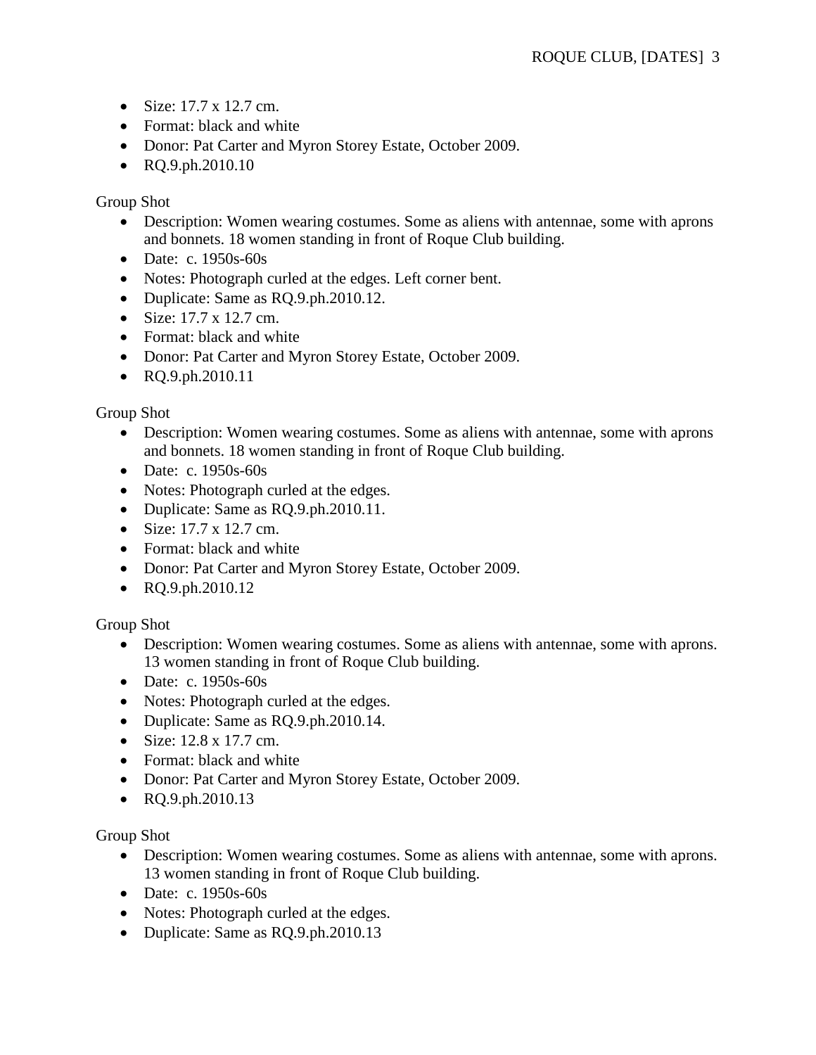- Size: 17.7 x 12.7 cm.
- Format: black and white
- Donor: Pat Carter and Myron Storey Estate, October 2009.
- RQ.9.ph.2010.10

Group Shot

- Description: Women wearing costumes. Some as aliens with antennae, some with aprons and bonnets. 18 women standing in front of Roque Club building.
- Date: c. 1950s-60s
- Notes: Photograph curled at the edges. Left corner bent.
- Duplicate: Same as RQ.9.ph.2010.12.
- Size: 17.7 x 12.7 cm.
- Format: black and white
- Donor: Pat Carter and Myron Storey Estate, October 2009.
- RQ.9.ph.2010.11

Group Shot

- Description: Women wearing costumes. Some as aliens with antennae, some with aprons and bonnets. 18 women standing in front of Roque Club building.
- Date: c. 1950s-60s
- Notes: Photograph curled at the edges.
- Duplicate: Same as RQ.9.ph.2010.11.
- Size: 17.7 x 12.7 cm.
- Format: black and white
- Donor: Pat Carter and Myron Storey Estate, October 2009.
- RQ.9.ph.2010.12

Group Shot

- Description: Women wearing costumes. Some as aliens with antennae, some with aprons. 13 women standing in front of Roque Club building.
- Date: c. 1950s-60s
- Notes: Photograph curled at the edges.
- Duplicate: Same as RQ.9.ph.2010.14.
- Size: 12.8 x 17.7 cm.
- Format: black and white
- Donor: Pat Carter and Myron Storey Estate, October 2009.
- RQ.9.ph.2010.13

Group Shot

- Description: Women wearing costumes. Some as aliens with antennae, some with aprons. 13 women standing in front of Roque Club building.
- Date: c. 1950s-60s
- Notes: Photograph curled at the edges.
- Duplicate: Same as RQ.9.ph.2010.13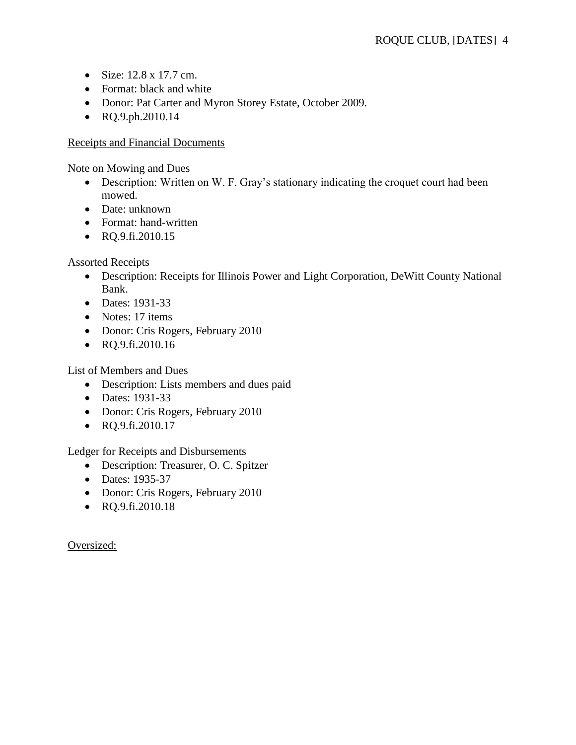- Size: 12.8 x 17.7 cm.
- Format: black and white
- Donor: Pat Carter and Myron Storey Estate, October 2009.
- RQ.9.ph.2010.14

<u>Receipts and Financial Documents</u>

Note on Mowing and Dues

- Description: Written on W. F. Gray's stationary indicating the croquet court had been mowed.
- Date: unknown
- Format: hand-written
- RQ.9.fi.2010.15

Assorted Receipts

- Description: Receipts for Illinois Power and Light Corporation, DeWitt County National Bank.
- Dates: 1931-33
- Notes: 17 items
- Donor: Cris Rogers, February 2010
- RQ.9.fi.2010.16

List of Members and Dues

- Description: Lists members and dues paid
- Dates: 1931-33
- Donor: Cris Rogers, February 2010
- RQ.9.fi.2010.17

Ledger for Receipts and Disbursements

- Description: Treasurer, O. C. Spitzer
- Dates: 1935-37
- Donor: Cris Rogers, February 2010
- RQ.9.fi.2010.18

<u>Oversized:</u>